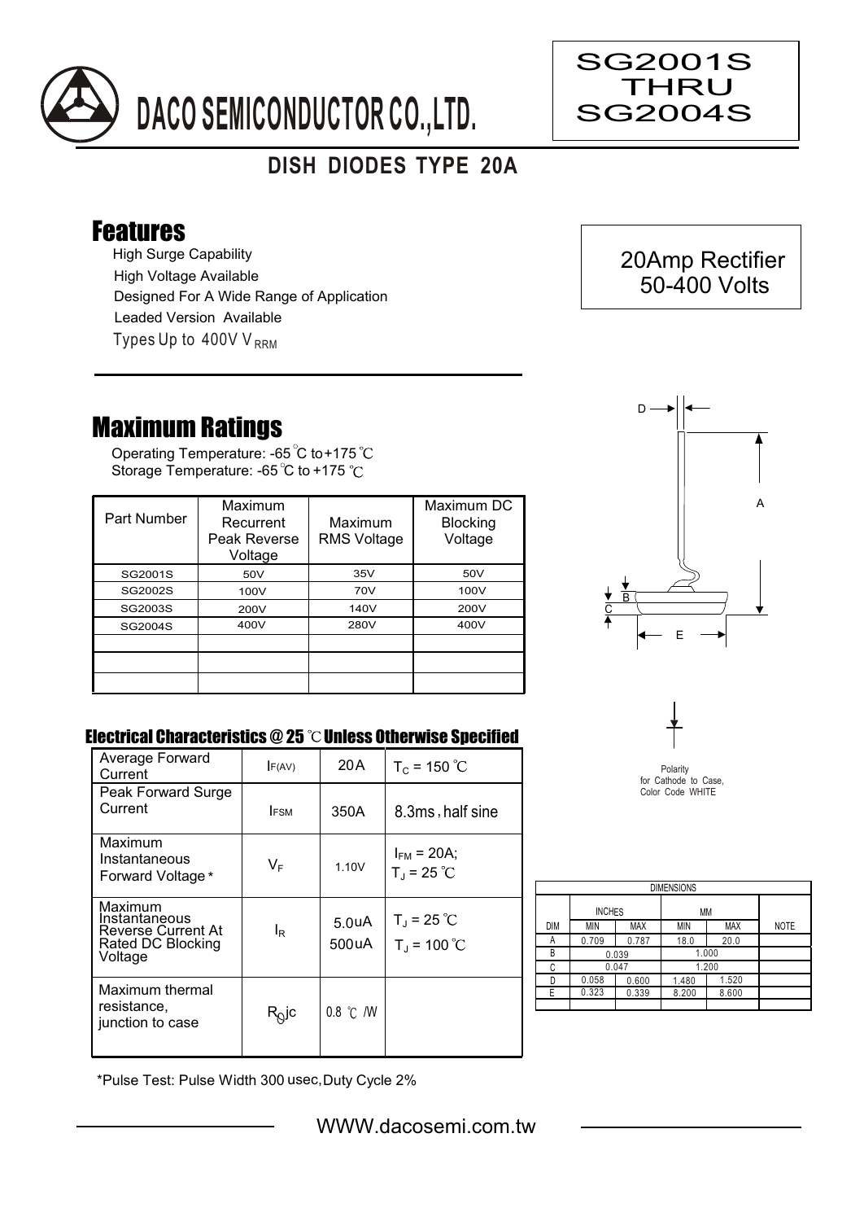# DACO SEMICONDUCTOR CO.,LTD.

**SG2001S THRU SG2004S**

## DISH DIODES TYPE 20A

**20Amp Rectifier 50-400 Volts**

## Features

- High Surge Capability
- High Voltage Available
- Designed For A Wide Range of Application
- Leaded Version Available
- Types Up to 400V $V_{RRM}$

## Maximum Ratings

Operating Temperature: -65℃ to +175℃
Storage Temperature: -65℃ to +175℃

| Part Number | Maximum Recurrent Peak Reverse Voltage | Maximum RMS Voltage | Maximum DC Blocking Voltage |
|---|---|---|---|
| SG2001S | 50V | 35V | 50V |
| SG2002S | 100V | 70V | 100V |
| SG2003S | 200V | 140V | 200V |
| SG2004S | 400V | 280V | 400V |
| | | | |
| | | | |
| | | | |

### Electrical Characteristics @ 25 ℃ Unless Otherwise Specified

| | | | |
|---|---|---|---|
| Average Forward Current | $I_{F(AV)}$ | 20A | $T_C$ = 150 ℃ |
| Peak Forward Surge Current | $I_{FSM}$ | 350A | 8.3ms, half sine |
| Maximum Instantaneous Forward Voltage* | $V_F$ | 1.10V | $I_{FM}$ = 20A; $T_J$ = 25 ℃ |
| Maximum Instantaneous Reverse Current At Rated DC Blocking Voltage | $I_R$ | 5.0uA<br>500uA | $T_J$ = 25 ℃<br>$T_J$ = 100 ℃ |
| Maximum thermal resistance, junction to case | $R_{\theta}jc$ | 0.8 ℃ /W | |

*Pulse Test: Pulse Width 300 usec, Duty Cycle 2%

Polarity for Cathode to Case, Color Code WHITE

| DIMENSIONS | | | | | |
|---|---|---|---|---|---|
| | INCHES | | MM | | |
| DIM | MIN | MAX | MIN | MAX | NOTE |
| A | 0.709 | 0.787 | 18.0 | 20.0 | |
| B | 0.039 | | 1.000 | | |
| C | 0.047 | | 1.200 | | |
| D | 0.058 | 0.600 | 1.480 | 1.520 | |
| E | 0.323 | 0.339 | 8.200 | 8.600 | |

WWW.dacosemi.com.tw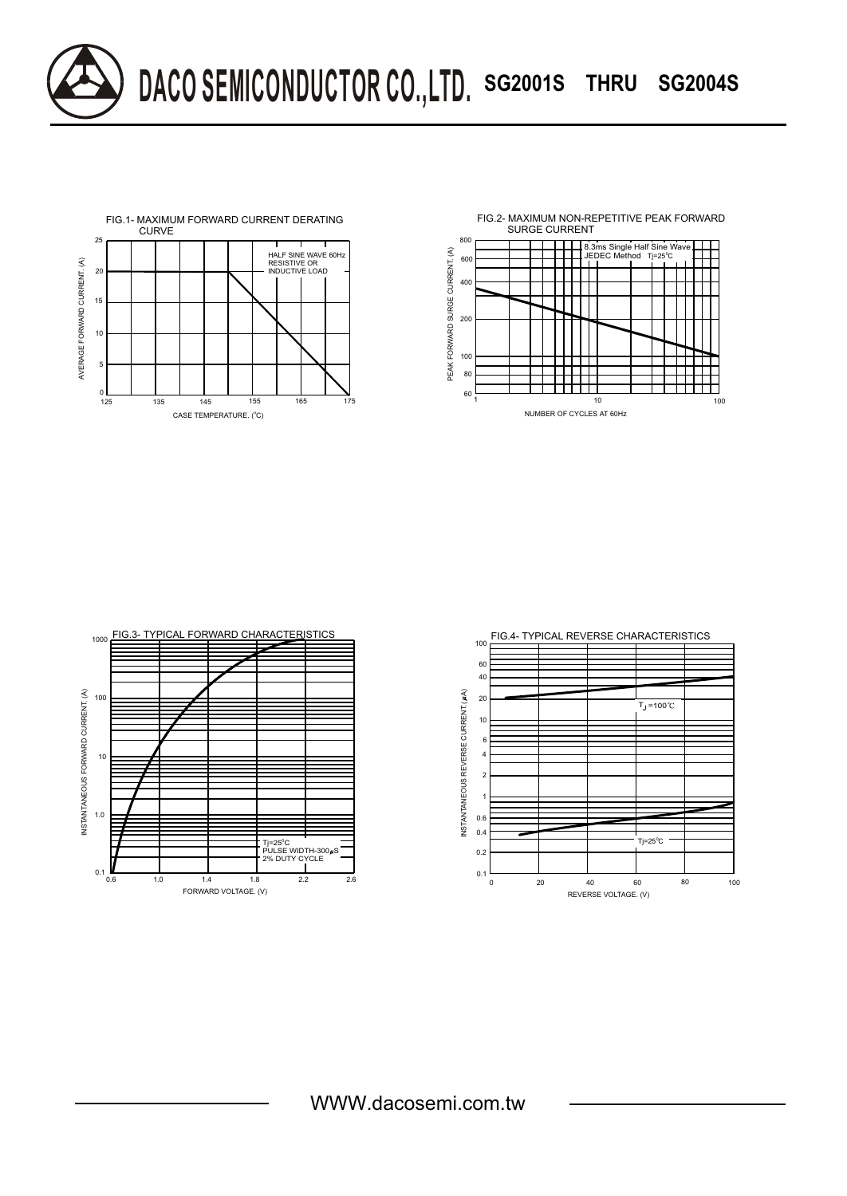# DACO SEMICONDUCTOR CO.,LTD. SG2001S THRU SG2004S

FIG.1- MAXIMUM FORWARD CURRENT DERATING CURVE

AVERAGE FORWARD CURRENT. (A)

25
20
15
10
5
0

125 135 145 155 165 175

CASE TEMPERATURE. (°C)

HALF SINE WAVE 60Hz
RESISTIVE OR
INDUCTIVE LOAD

FIG.2- MAXIMUM NON-REPETITIVE PEAK FORWARD SURGE CURRENT

PEAK FORWARD SURGE CURRENT. (A)

800
600
400
200
100
80
60

1 10 100

NUMBER OF CYCLES AT 60Hz

8.3ms Single Half Sine Wave
JEDEC Method Tj=25°C

FIG.3- TYPICAL FORWARD CHARACTERISTICS

INSTANTANEOUS FORWARD CURRENT. (A)

1000
100
10
1.0
0.1

0.6 1.0 1.4 1.8 2.2 2.6

FORWARD VOLTAGE. (V)

Tj=25°C
PULSE WIDTH-300μS
2% DUTY CYCLE

FIG.4- TYPICAL REVERSE CHARACTERISTICS

INSTANTANEOUS REVERSE CURRENT.(μA)

100
60
40
20
10
6
4
2
1
0.6
0.4
0.2
0.1

0 20 40 60 80 100

REVERSE VOLTAGE. (V)

$T_J$ =100℃

Tj=25°C

WWW.dacosemi.com.tw